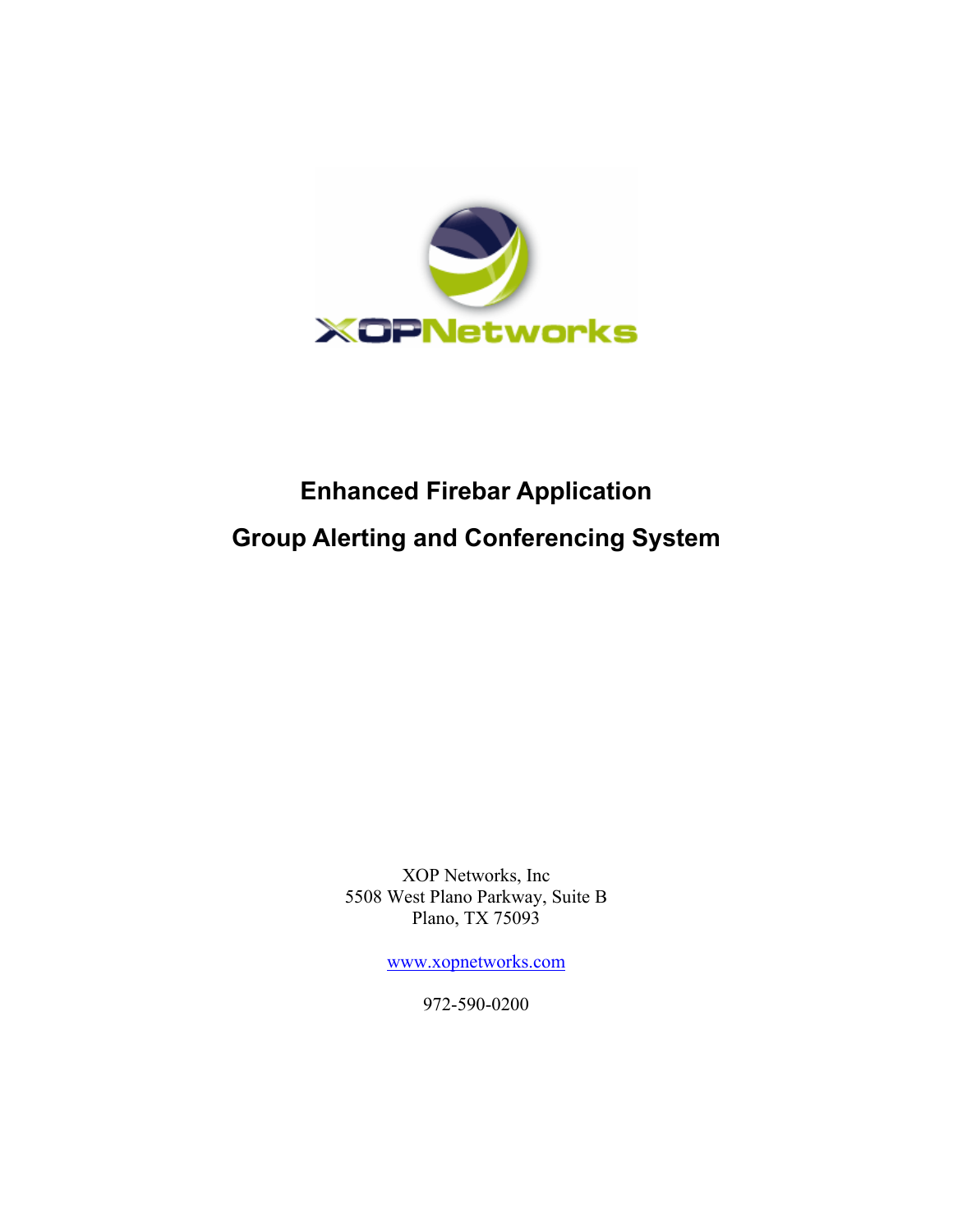# Enhanced Firebar Application

# Group Alerting and Conferencing System

XOP Networks, Inc
5508 West Plano Parkway, Suite B
Plano, TX 75093

www.xopnetworks.com

972-590-0200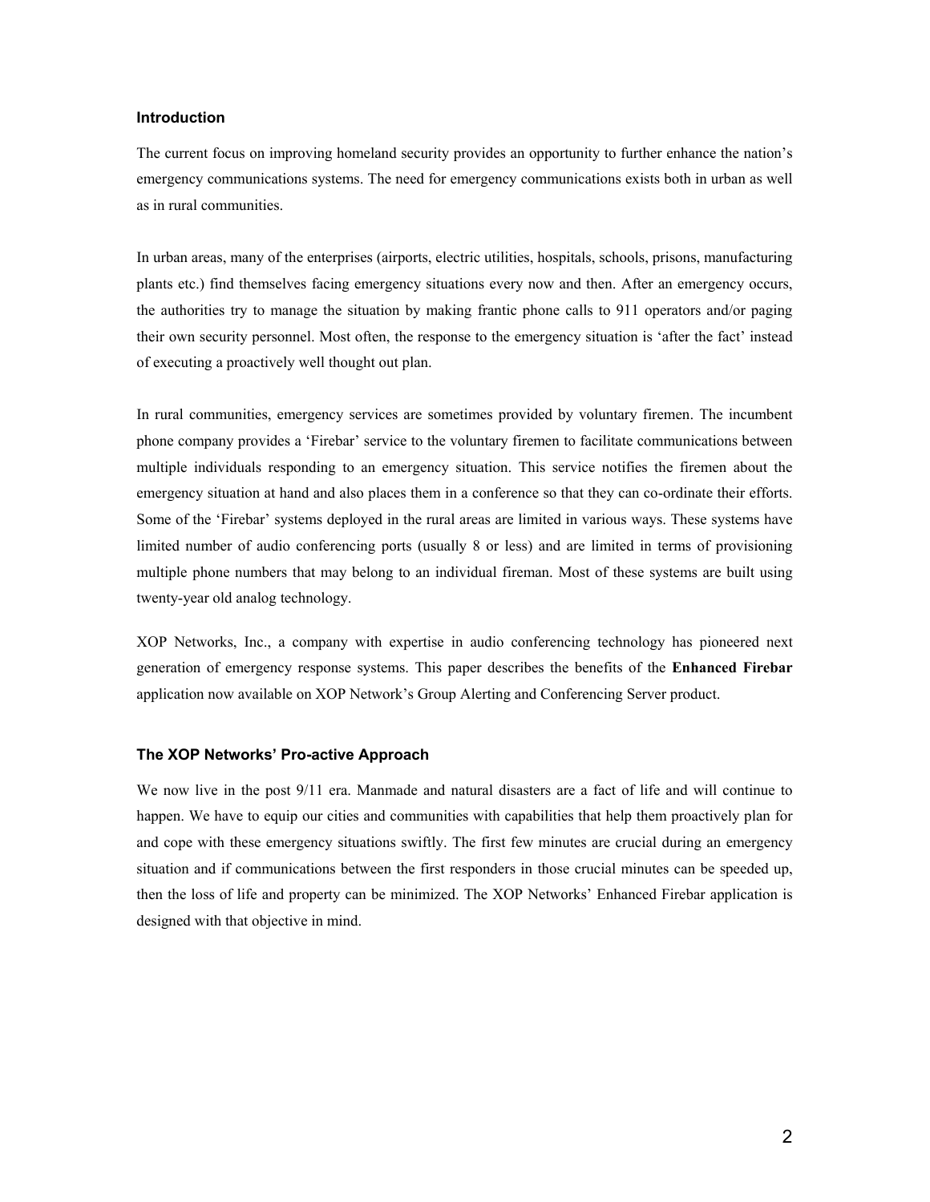### Introduction

The current focus on improving homeland security provides an opportunity to further enhance the nation's emergency communications systems. The need for emergency communications exists both in urban as well as in rural communities.

In urban areas, many of the enterprises (airports, electric utilities, hospitals, schools, prisons, manufacturing plants etc.) find themselves facing emergency situations every now and then. After an emergency occurs, the authorities try to manage the situation by making frantic phone calls to 911 operators and/or paging their own security personnel. Most often, the response to the emergency situation is 'after the fact' instead of executing a proactively well thought out plan.

In rural communities, emergency services are sometimes provided by voluntary firemen. The incumbent phone company provides a 'Firebar' service to the voluntary firemen to facilitate communications between multiple individuals responding to an emergency situation. This service notifies the firemen about the emergency situation at hand and also places them in a conference so that they can co-ordinate their efforts. Some of the 'Firebar' systems deployed in the rural areas are limited in various ways. These systems have limited number of audio conferencing ports (usually 8 or less) and are limited in terms of provisioning multiple phone numbers that may belong to an individual fireman. Most of these systems are built using twenty-year old analog technology.

XOP Networks, Inc., a company with expertise in audio conferencing technology has pioneered next generation of emergency response systems. This paper describes the benefits of the **Enhanced Firebar** application now available on XOP Network's Group Alerting and Conferencing Server product.

### The XOP Networks' Pro-active Approach

We now live in the post 9/11 era. Manmade and natural disasters are a fact of life and will continue to happen. We have to equip our cities and communities with capabilities that help them proactively plan for and cope with these emergency situations swiftly. The first few minutes are crucial during an emergency situation and if communications between the first responders in those crucial minutes can be speeded up, then the loss of life and property can be minimized. The XOP Networks' Enhanced Firebar application is designed with that objective in mind.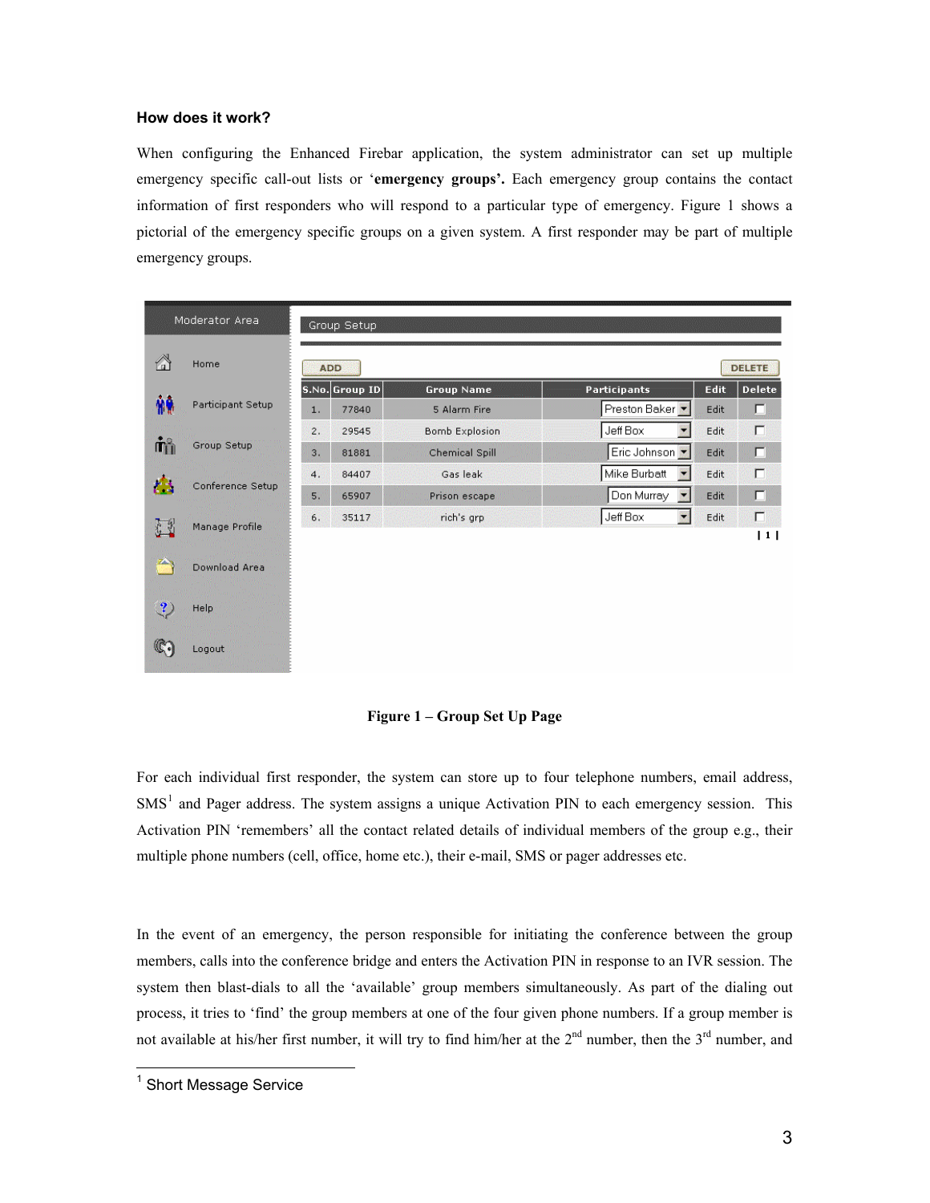### How does it work?

When configuring the Enhanced Firebar application, the system administrator can set up multiple emergency specific call-out lists or '**emergency groups'.** Each emergency group contains the contact information of first responders who will respond to a particular type of emergency. Figure 1 shows a pictorial of the emergency specific groups on a given system. A first responder may be part of multiple emergency groups.

| S.No. | Group ID | Group Name | Participants | Edit | Delete |
|---|---|---|---|---|---|
| 1. | 77840 | 5 Alarm Fire | Preston Baker | Edit | ☐ |
| 2. | 29545 | Bomb Explosion | Jeff Box | Edit | ☐ |
| 3. | 81881 | Chemical Spill | Eric Johnson | Edit | ☐ |
| 4. | 84407 | Gas leak | Mike Burbatt | Edit | ☐ |
| 5. | 65907 | Prison escape | Don Murray | Edit | ☐ |
| 6. | 35117 | rich's grp | Jeff Box | Edit | ☐ |

**Figure 1 – Group Set Up Page**

For each individual first responder, the system can store up to four telephone numbers, email address, SMS[1] and Pager address. The system assigns a unique Activation PIN to each emergency session. This Activation PIN 'remembers' all the contact related details of individual members of the group e.g., their multiple phone numbers (cell, office, home etc.), their e-mail, SMS or pager addresses etc.

In the event of an emergency, the person responsible for initiating the conference between the group members, calls into the conference bridge and enters the Activation PIN in response to an IVR session. The system then blast-dials to all the 'available' group members simultaneously. As part of the dialing out process, it tries to 'find' the group members at one of the four given phone numbers. If a group member is not available at his/her first number, it will try to find him/her at the 2nd number, then the 3rd number, and

[1] Short Message Service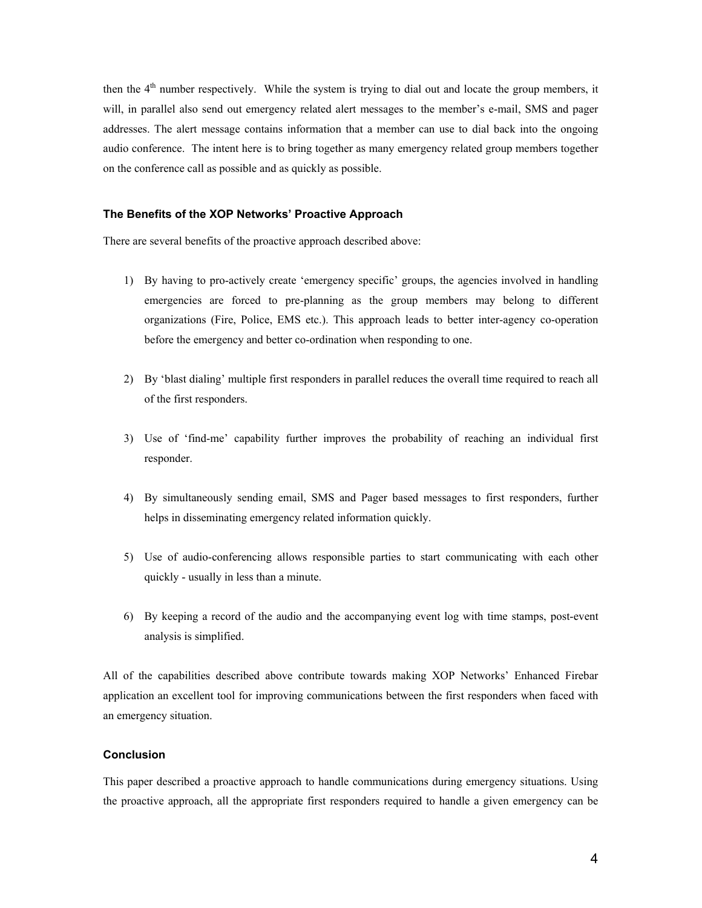then the 4th number respectively. While the system is trying to dial out and locate the group members, it will, in parallel also send out emergency related alert messages to the member's e-mail, SMS and pager addresses. The alert message contains information that a member can use to dial back into the ongoing audio conference. The intent here is to bring together as many emergency related group members together on the conference call as possible and as quickly as possible.

### The Benefits of the XOP Networks' Proactive Approach

There are several benefits of the proactive approach described above:

1) By having to pro-actively create 'emergency specific' groups, the agencies involved in handling emergencies are forced to pre-planning as the group members may belong to different organizations (Fire, Police, EMS etc.). This approach leads to better inter-agency co-operation before the emergency and better co-ordination when responding to one.

2) By 'blast dialing' multiple first responders in parallel reduces the overall time required to reach all of the first responders.

3) Use of 'find-me' capability further improves the probability of reaching an individual first responder.

4) By simultaneously sending email, SMS and Pager based messages to first responders, further helps in disseminating emergency related information quickly.

5) Use of audio-conferencing allows responsible parties to start communicating with each other quickly - usually in less than a minute.

6) By keeping a record of the audio and the accompanying event log with time stamps, post-event analysis is simplified.

All of the capabilities described above contribute towards making XOP Networks' Enhanced Firebar application an excellent tool for improving communications between the first responders when faced with an emergency situation.

### Conclusion

This paper described a proactive approach to handle communications during emergency situations. Using the proactive approach, all the appropriate first responders required to handle a given emergency can be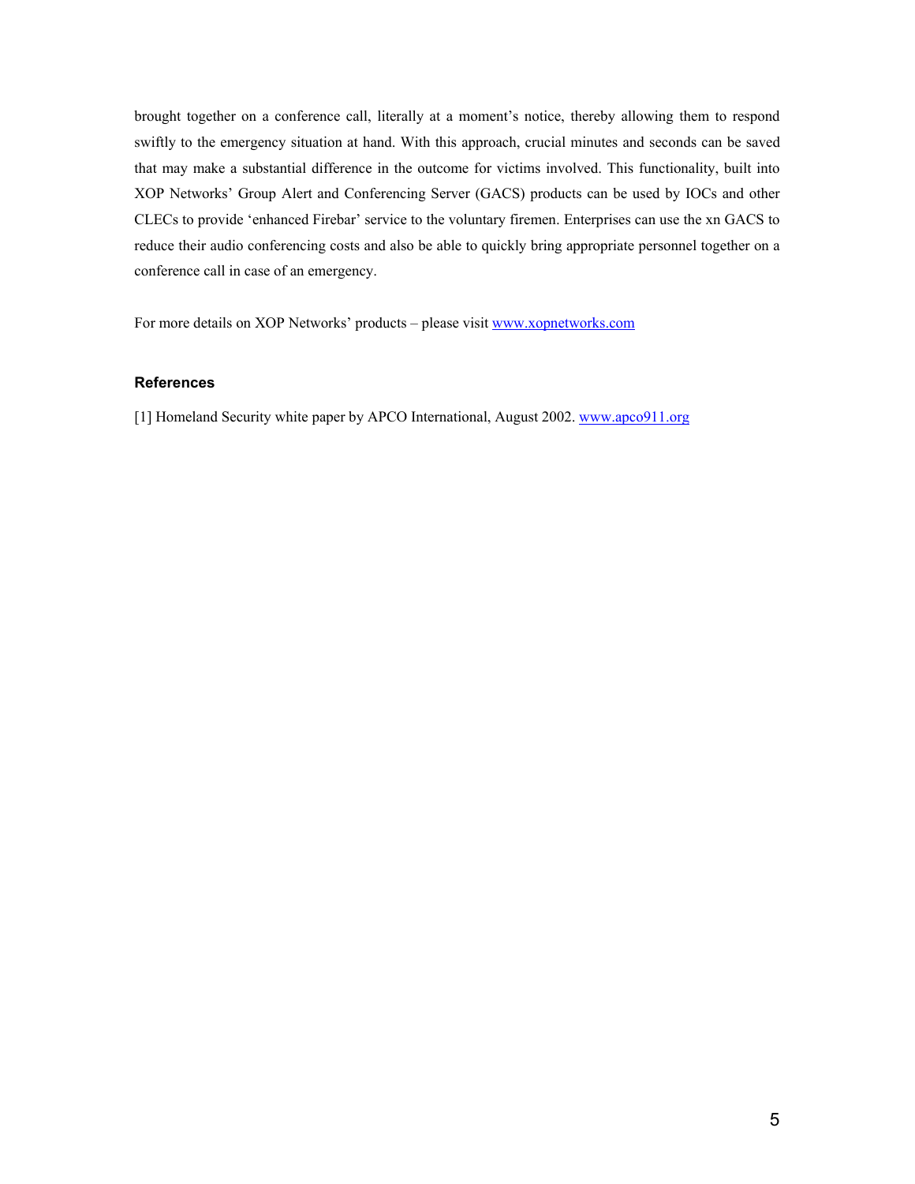brought together on a conference call, literally at a moment's notice, thereby allowing them to respond swiftly to the emergency situation at hand. With this approach, crucial minutes and seconds can be saved that may make a substantial difference in the outcome for victims involved. This functionality, built into XOP Networks' Group Alert and Conferencing Server (GACS) products can be used by IOCs and other CLECs to provide 'enhanced Firebar' service to the voluntary firemen. Enterprises can use the xn GACS to reduce their audio conferencing costs and also be able to quickly bring appropriate personnel together on a conference call in case of an emergency.

For more details on XOP Networks' products – please visit www.xopnetworks.com

### References

[1] Homeland Security white paper by APCO International, August 2002. www.apco911.org